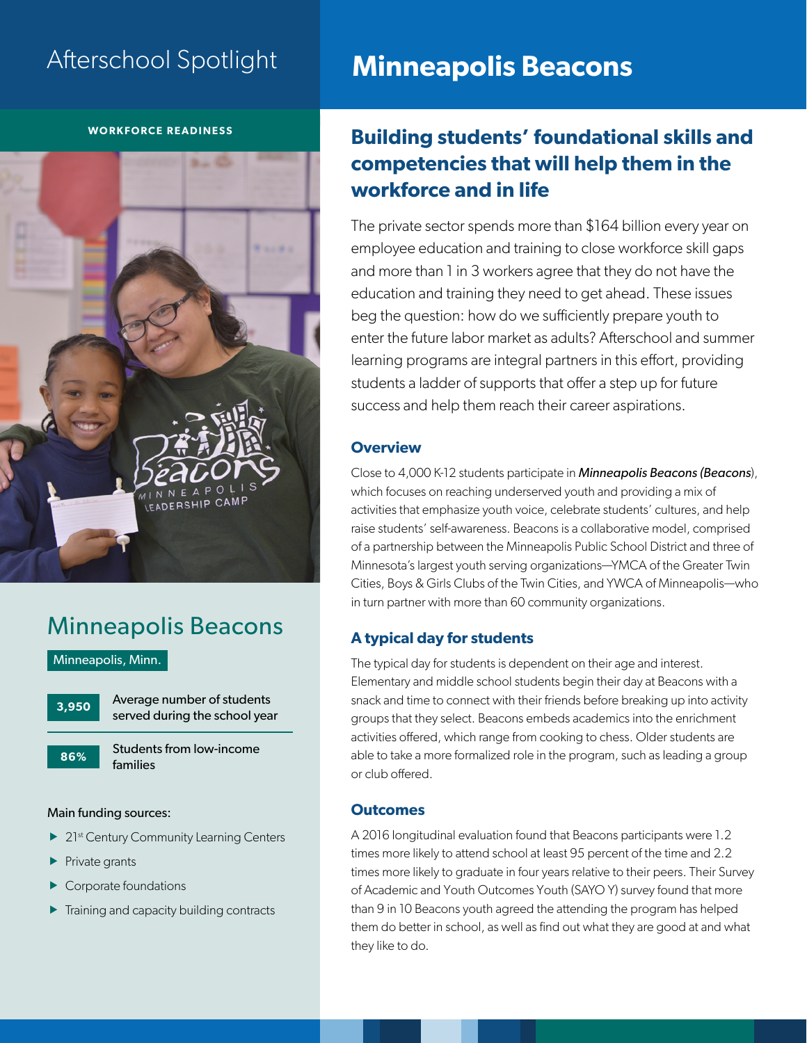Afterschool Spotlight

# Minneapolis Beacons

**WORKFORCE READINESS**

## Minneapolis Beacons

Minneapolis, Minn.

| | |
|---|---|
| **3,950** | Average number of students served during the school year |
| **86%** | Students from low-income families |

Main funding sources:

- 21st Century Community Learning Centers
- Private grants
- Corporate foundations
- Training and capacity building contracts

## Building students' foundational skills and competencies that will help them in the workforce and in life

The private sector spends more than $164 billion every year on employee education and training to close workforce skill gaps and more than 1 in 3 workers agree that they do not have the education and training they need to get ahead. These issues beg the question: how do we sufficiently prepare youth to enter the future labor market as adults? Afterschool and summer learning programs are integral partners in this effort, providing students a ladder of supports that offer a step up for future success and help them reach their career aspirations.

### Overview

Close to 4,000 K-12 students participate in ***Minneapolis Beacons (Beacons)***, which focuses on reaching underserved youth and providing a mix of activities that emphasize youth voice, celebrate students' cultures, and help raise students' self-awareness. Beacons is a collaborative model, comprised of a partnership between the Minneapolis Public School District and three of Minnesota's largest youth serving organizations—YMCA of the Greater Twin Cities, Boys & Girls Clubs of the Twin Cities, and YWCA of Minneapolis—who in turn partner with more than 60 community organizations.

### A typical day for students

The typical day for students is dependent on their age and interest. Elementary and middle school students begin their day at Beacons with a snack and time to connect with their friends before breaking up into activity groups that they select. Beacons embeds academics into the enrichment activities offered, which range from cooking to chess. Older students are able to take a more formalized role in the program, such as leading a group or club offered.

### Outcomes

A 2016 longitudinal evaluation found that Beacons participants were 1.2 times more likely to attend school at least 95 percent of the time and 2.2 times more likely to graduate in four years relative to their peers. Their Survey of Academic and Youth Outcomes Youth (SAYO Y) survey found that more than 9 in 10 Beacons youth agreed the attending the program has helped them do better in school, as well as find out what they are good at and what they like to do.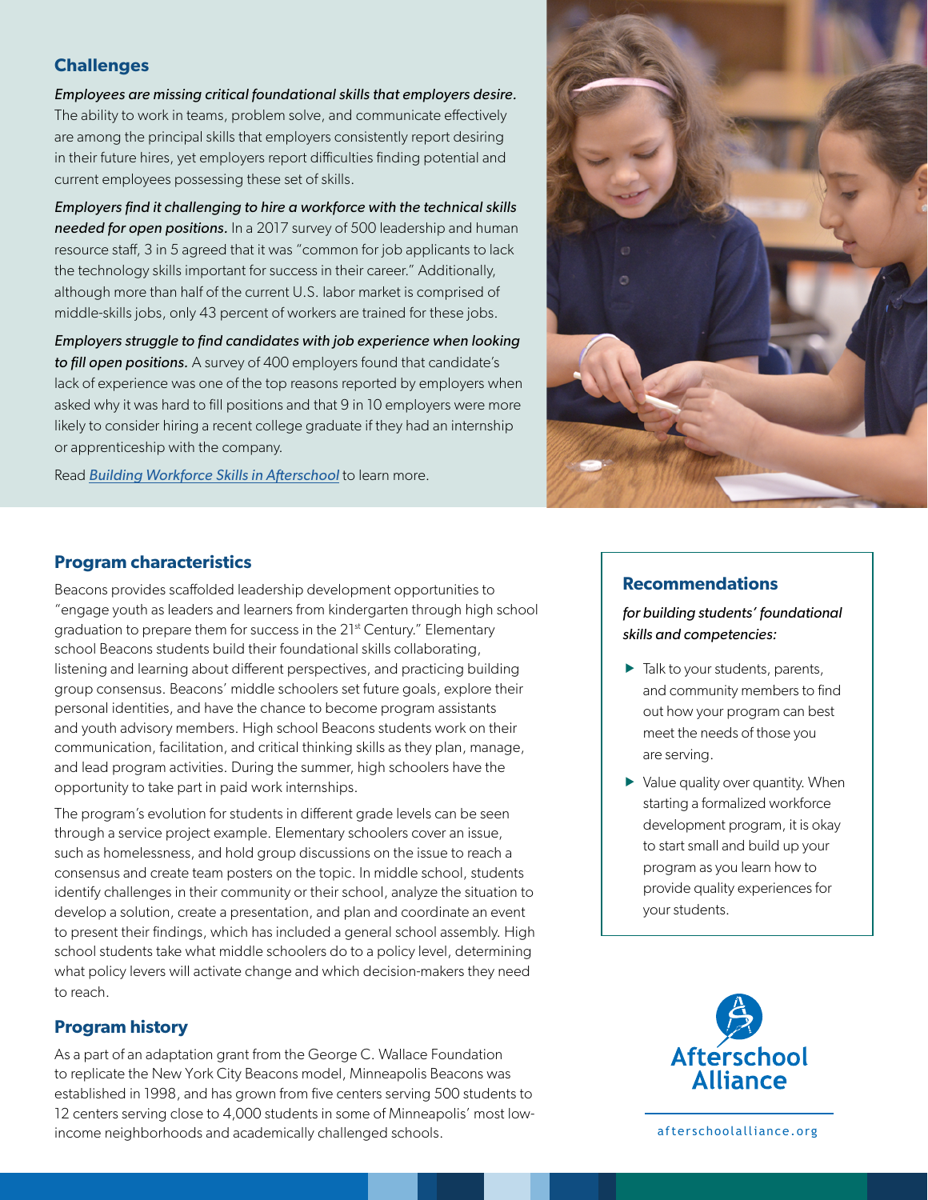## Challenges

*Employees are missing critical foundational skills that employers desire.* The ability to work in teams, problem solve, and communicate effectively are among the principal skills that employers consistently report desiring in their future hires, yet employers report difficulties finding potential and current employees possessing these set of skills.

*Employers find it challenging to hire a workforce with the technical skills needed for open positions.* In a 2017 survey of 500 leadership and human resource staff, 3 in 5 agreed that it was "common for job applicants to lack the technology skills important for success in their career." Additionally, although more than half of the current U.S. labor market is comprised of middle-skills jobs, only 43 percent of workers are trained for these jobs.

*Employers struggle to find candidates with job experience when looking to fill open positions.* A survey of 400 employers found that candidate's lack of experience was one of the top reasons reported by employers when asked why it was hard to fill positions and that 9 in 10 employers were more likely to consider hiring a recent college graduate if they had an internship or apprenticeship with the company.

Read *Building Workforce Skills in Afterschool* to learn more.

## Program characteristics

Beacons provides scaffolded leadership development opportunities to "engage youth as leaders and learners from kindergarten through high school graduation to prepare them for success in the 21st Century." Elementary school Beacons students build their foundational skills collaborating, listening and learning about different perspectives, and practicing building group consensus. Beacons' middle schoolers set future goals, explore their personal identities, and have the chance to become program assistants and youth advisory members. High school Beacons students work on their communication, facilitation, and critical thinking skills as they plan, manage, and lead program activities. During the summer, high schoolers have the opportunity to take part in paid work internships.

The program's evolution for students in different grade levels can be seen through a service project example. Elementary schoolers cover an issue, such as homelessness, and hold group discussions on the issue to reach a consensus and create team posters on the topic. In middle school, students identify challenges in their community or their school, analyze the situation to develop a solution, create a presentation, and plan and coordinate an event to present their findings, which has included a general school assembly. High school students take what middle schoolers do to a policy level, determining what policy levers will activate change and which decision-makers they need to reach.

## Program history

As a part of an adaptation grant from the George C. Wallace Foundation to replicate the New York City Beacons model, Minneapolis Beacons was established in 1998, and has grown from five centers serving 500 students to 12 centers serving close to 4,000 students in some of Minneapolis' most low-income neighborhoods and academically challenged schools.

## Recommendations

*for building students' foundational skills and competencies:*

- Talk to your students, parents, and community members to find out how your program can best meet the needs of those you are serving.
- Value quality over quantity. When starting a formalized workforce development program, it is okay to start small and build up your program as you learn how to provide quality experiences for your students.

Afterschool Alliance

afterschoolalliance.org